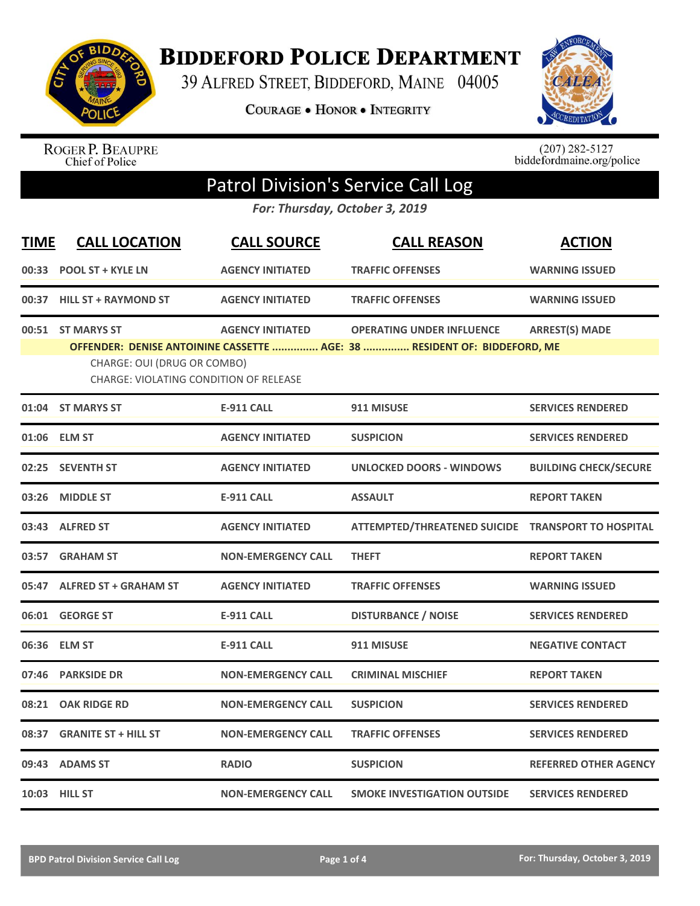# Biddeford Police Department

39 Alfred Street, Biddeford, Maine 04005

Courage • Honor • Integrity

Roger P. Beaupre
Chief of Police

(207) 282-5127
biddefordmaine.org/police

## Patrol Division's Service Call Log

*For: Thursday, October 3, 2019*

| TIME | CALL LOCATION | CALL SOURCE | CALL REASON | ACTION |
|---|---|---|---|---|
| 00:33 | POOL ST + KYLE LN | AGENCY INITIATED | TRAFFIC OFFENSES | WARNING ISSUED |
| 00:37 | HILL ST + RAYMOND ST | AGENCY INITIATED | TRAFFIC OFFENSES | WARNING ISSUED |
| 00:51 | ST MARYS ST | AGENCY INITIATED | OPERATING UNDER INFLUENCE | ARREST(S) MADE |
| | OFFENDER: DENISE ANTOININE CASSETTE ............... AGE: 38 ............... RESIDENT OF: BIDDEFORD, ME<br>CHARGE: OUI (DRUG OR COMBO)<br>CHARGE: VIOLATING CONDITION OF RELEASE | | | |
| 01:04 | ST MARYS ST | E-911 CALL | 911 MISUSE | SERVICES RENDERED |
| 01:06 | ELM ST | AGENCY INITIATED | SUSPICION | SERVICES RENDERED |
| 02:25 | SEVENTH ST | AGENCY INITIATED | UNLOCKED DOORS - WINDOWS | BUILDING CHECK/SECURE |
| 03:26 | MIDDLE ST | E-911 CALL | ASSAULT | REPORT TAKEN |
| 03:43 | ALFRED ST | AGENCY INITIATED | ATTEMPTED/THREATENED SUICIDE | TRANSPORT TO HOSPITAL |
| 03:57 | GRAHAM ST | NON-EMERGENCY CALL | THEFT | REPORT TAKEN |
| 05:47 | ALFRED ST + GRAHAM ST | AGENCY INITIATED | TRAFFIC OFFENSES | WARNING ISSUED |
| 06:01 | GEORGE ST | E-911 CALL | DISTURBANCE / NOISE | SERVICES RENDERED |
| 06:36 | ELM ST | E-911 CALL | 911 MISUSE | NEGATIVE CONTACT |
| 07:46 | PARKSIDE DR | NON-EMERGENCY CALL | CRIMINAL MISCHIEF | REPORT TAKEN |
| 08:21 | OAK RIDGE RD | NON-EMERGENCY CALL | SUSPICION | SERVICES RENDERED |
| 08:37 | GRANITE ST + HILL ST | NON-EMERGENCY CALL | TRAFFIC OFFENSES | SERVICES RENDERED |
| 09:43 | ADAMS ST | RADIO | SUSPICION | REFERRED OTHER AGENCY |
| 10:03 | HILL ST | NON-EMERGENCY CALL | SMOKE INVESTIGATION OUTSIDE | SERVICES RENDERED |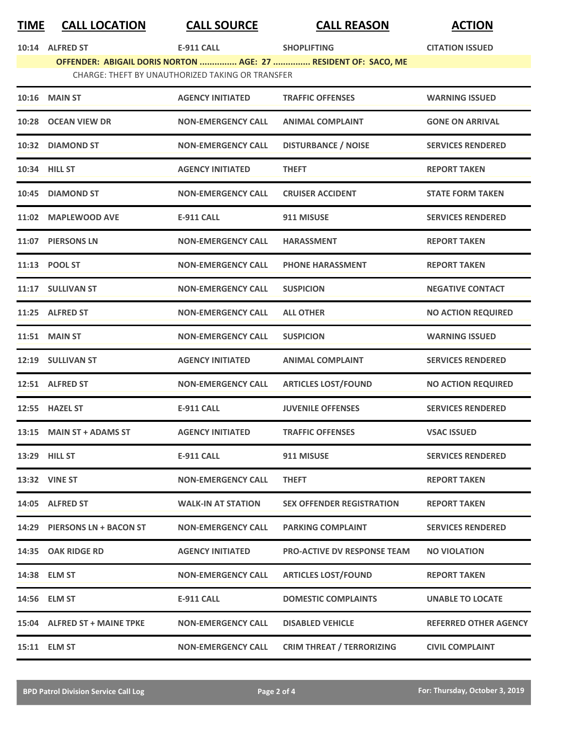| TIME | CALL LOCATION | CALL SOURCE | CALL REASON | ACTION |
|---|---|---|---|---|
| 10:14 | ALFRED ST | E-911 CALL | SHOPLIFTING | CITATION ISSUED |
| | OFFENDER: ABIGAIL DORIS NORTON ............... AGE: 27 ............... RESIDENT OF: SACO, ME | | | |
| | CHARGE: THEFT BY UNAUTHORIZED TAKING OR TRANSFER | | | |
| 10:16 | MAIN ST | AGENCY INITIATED | TRAFFIC OFFENSES | WARNING ISSUED |
| 10:28 | OCEAN VIEW DR | NON-EMERGENCY CALL | ANIMAL COMPLAINT | GONE ON ARRIVAL |
| 10:32 | DIAMOND ST | NON-EMERGENCY CALL | DISTURBANCE / NOISE | SERVICES RENDERED |
| 10:34 | HILL ST | AGENCY INITIATED | THEFT | REPORT TAKEN |
| 10:45 | DIAMOND ST | NON-EMERGENCY CALL | CRUISER ACCIDENT | STATE FORM TAKEN |
| 11:02 | MAPLEWOOD AVE | E-911 CALL | 911 MISUSE | SERVICES RENDERED |
| 11:07 | PIERSONS LN | NON-EMERGENCY CALL | HARASSMENT | REPORT TAKEN |
| 11:13 | POOL ST | NON-EMERGENCY CALL | PHONE HARASSMENT | REPORT TAKEN |
| 11:17 | SULLIVAN ST | NON-EMERGENCY CALL | SUSPICION | NEGATIVE CONTACT |
| 11:25 | ALFRED ST | NON-EMERGENCY CALL | ALL OTHER | NO ACTION REQUIRED |
| 11:51 | MAIN ST | NON-EMERGENCY CALL | SUSPICION | WARNING ISSUED |
| 12:19 | SULLIVAN ST | AGENCY INITIATED | ANIMAL COMPLAINT | SERVICES RENDERED |
| 12:51 | ALFRED ST | NON-EMERGENCY CALL | ARTICLES LOST/FOUND | NO ACTION REQUIRED |
| 12:55 | HAZEL ST | E-911 CALL | JUVENILE OFFENSES | SERVICES RENDERED |
| 13:15 | MAIN ST + ADAMS ST | AGENCY INITIATED | TRAFFIC OFFENSES | VSAC ISSUED |
| 13:29 | HILL ST | E-911 CALL | 911 MISUSE | SERVICES RENDERED |
| 13:32 | VINE ST | NON-EMERGENCY CALL | THEFT | REPORT TAKEN |
| 14:05 | ALFRED ST | WALK-IN AT STATION | SEX OFFENDER REGISTRATION | REPORT TAKEN |
| 14:29 | PIERSONS LN + BACON ST | NON-EMERGENCY CALL | PARKING COMPLAINT | SERVICES RENDERED |
| 14:35 | OAK RIDGE RD | AGENCY INITIATED | PRO-ACTIVE DV RESPONSE TEAM | NO VIOLATION |
| 14:38 | ELM ST | NON-EMERGENCY CALL | ARTICLES LOST/FOUND | REPORT TAKEN |
| 14:56 | ELM ST | E-911 CALL | DOMESTIC COMPLAINTS | UNABLE TO LOCATE |
| 15:04 | ALFRED ST + MAINE TPKE | NON-EMERGENCY CALL | DISABLED VEHICLE | REFERRED OTHER AGENCY |
| 15:11 | ELM ST | NON-EMERGENCY CALL | CRIM THREAT / TERRORIZING | CIVIL COMPLAINT |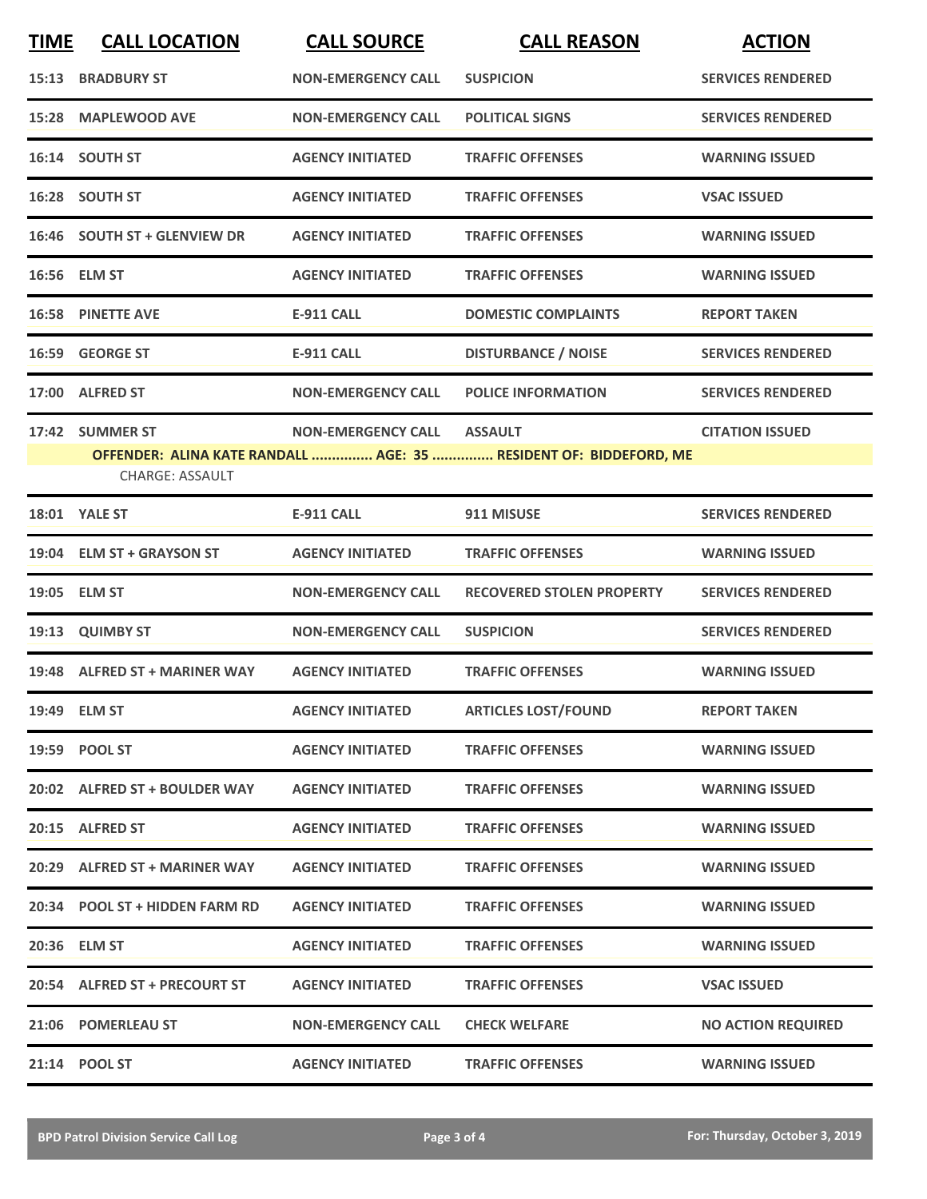| TIME | CALL LOCATION | CALL SOURCE | CALL REASON | ACTION |
|---|---|---|---|---|
| 15:13 | BRADBURY ST | NON-EMERGENCY CALL | SUSPICION | SERVICES RENDERED |
| 15:28 | MAPLEWOOD AVE | NON-EMERGENCY CALL | POLITICAL SIGNS | SERVICES RENDERED |
| 16:14 | SOUTH ST | AGENCY INITIATED | TRAFFIC OFFENSES | WARNING ISSUED |
| 16:28 | SOUTH ST | AGENCY INITIATED | TRAFFIC OFFENSES | VSAC ISSUED |
| 16:46 | SOUTH ST + GLENVIEW DR | AGENCY INITIATED | TRAFFIC OFFENSES | WARNING ISSUED |
| 16:56 | ELM ST | AGENCY INITIATED | TRAFFIC OFFENSES | WARNING ISSUED |
| 16:58 | PINETTE AVE | E-911 CALL | DOMESTIC COMPLAINTS | REPORT TAKEN |
| 16:59 | GEORGE ST | E-911 CALL | DISTURBANCE / NOISE | SERVICES RENDERED |
| 17:00 | ALFRED ST | NON-EMERGENCY CALL | POLICE INFORMATION | SERVICES RENDERED |
| 17:42 | SUMMER ST | NON-EMERGENCY CALL | ASSAULT | CITATION ISSUED |
| | OFFENDER: ALINA KATE RANDALL ............... AGE: 35 ............... RESIDENT OF: BIDDEFORD, ME | | | |
| | CHARGE: ASSAULT | | | |
| 18:01 | YALE ST | E-911 CALL | 911 MISUSE | SERVICES RENDERED |
| 19:04 | ELM ST + GRAYSON ST | AGENCY INITIATED | TRAFFIC OFFENSES | WARNING ISSUED |
| 19:05 | ELM ST | NON-EMERGENCY CALL | RECOVERED STOLEN PROPERTY | SERVICES RENDERED |
| 19:13 | QUIMBY ST | NON-EMERGENCY CALL | SUSPICION | SERVICES RENDERED |
| 19:48 | ALFRED ST + MARINER WAY | AGENCY INITIATED | TRAFFIC OFFENSES | WARNING ISSUED |
| 19:49 | ELM ST | AGENCY INITIATED | ARTICLES LOST/FOUND | REPORT TAKEN |
| 19:59 | POOL ST | AGENCY INITIATED | TRAFFIC OFFENSES | WARNING ISSUED |
| 20:02 | ALFRED ST + BOULDER WAY | AGENCY INITIATED | TRAFFIC OFFENSES | WARNING ISSUED |
| 20:15 | ALFRED ST | AGENCY INITIATED | TRAFFIC OFFENSES | WARNING ISSUED |
| 20:29 | ALFRED ST + MARINER WAY | AGENCY INITIATED | TRAFFIC OFFENSES | WARNING ISSUED |
| 20:34 | POOL ST + HIDDEN FARM RD | AGENCY INITIATED | TRAFFIC OFFENSES | WARNING ISSUED |
| 20:36 | ELM ST | AGENCY INITIATED | TRAFFIC OFFENSES | WARNING ISSUED |
| 20:54 | ALFRED ST + PRECOURT ST | AGENCY INITIATED | TRAFFIC OFFENSES | VSAC ISSUED |
| 21:06 | POMERLEAU ST | NON-EMERGENCY CALL | CHECK WELFARE | NO ACTION REQUIRED |
| 21:14 | POOL ST | AGENCY INITIATED | TRAFFIC OFFENSES | WARNING ISSUED |

BPD Patrol Division Service Call Log — For: Thursday, October 3, 2019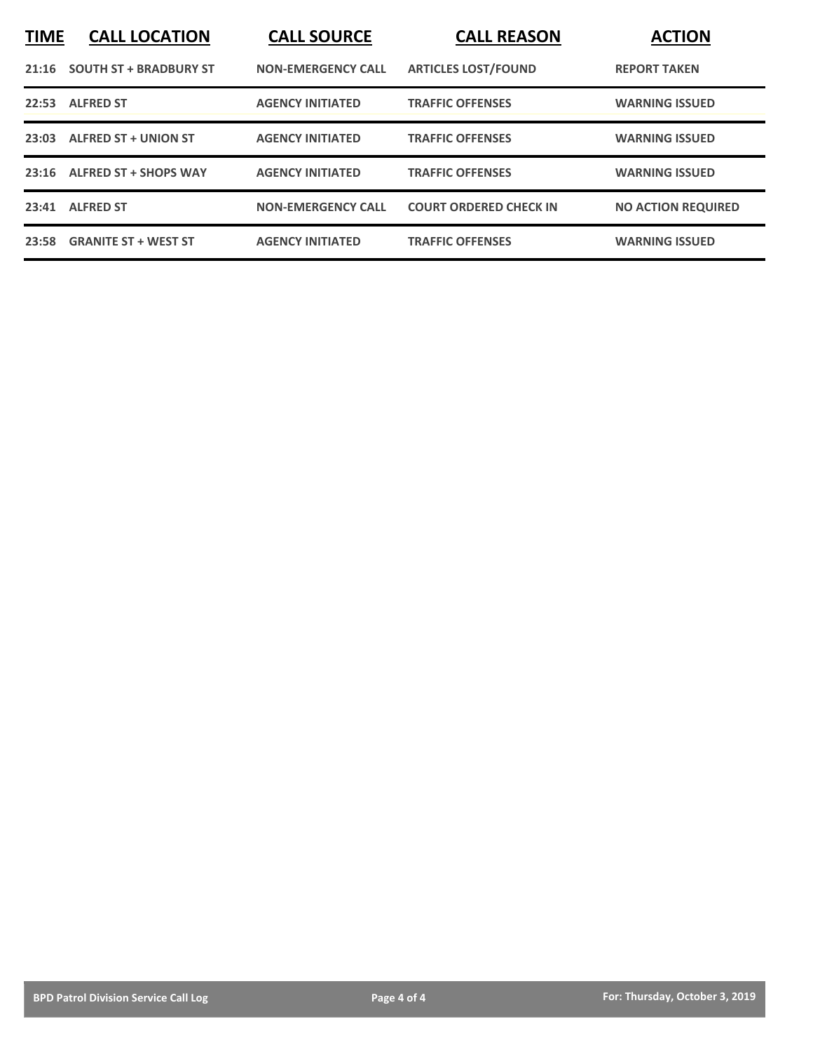| TIME | CALL LOCATION | CALL SOURCE | CALL REASON | ACTION |
| --- | --- | --- | --- | --- |
| 21:16 | SOUTH ST + BRADBURY ST | NON-EMERGENCY CALL | ARTICLES LOST/FOUND | REPORT TAKEN |
| 22:53 | ALFRED ST | AGENCY INITIATED | TRAFFIC OFFENSES | WARNING ISSUED |
| 23:03 | ALFRED ST + UNION ST | AGENCY INITIATED | TRAFFIC OFFENSES | WARNING ISSUED |
| 23:16 | ALFRED ST + SHOPS WAY | AGENCY INITIATED | TRAFFIC OFFENSES | WARNING ISSUED |
| 23:41 | ALFRED ST | NON-EMERGENCY CALL | COURT ORDERED CHECK IN | NO ACTION REQUIRED |
| 23:58 | GRANITE ST + WEST ST | AGENCY INITIATED | TRAFFIC OFFENSES | WARNING ISSUED |